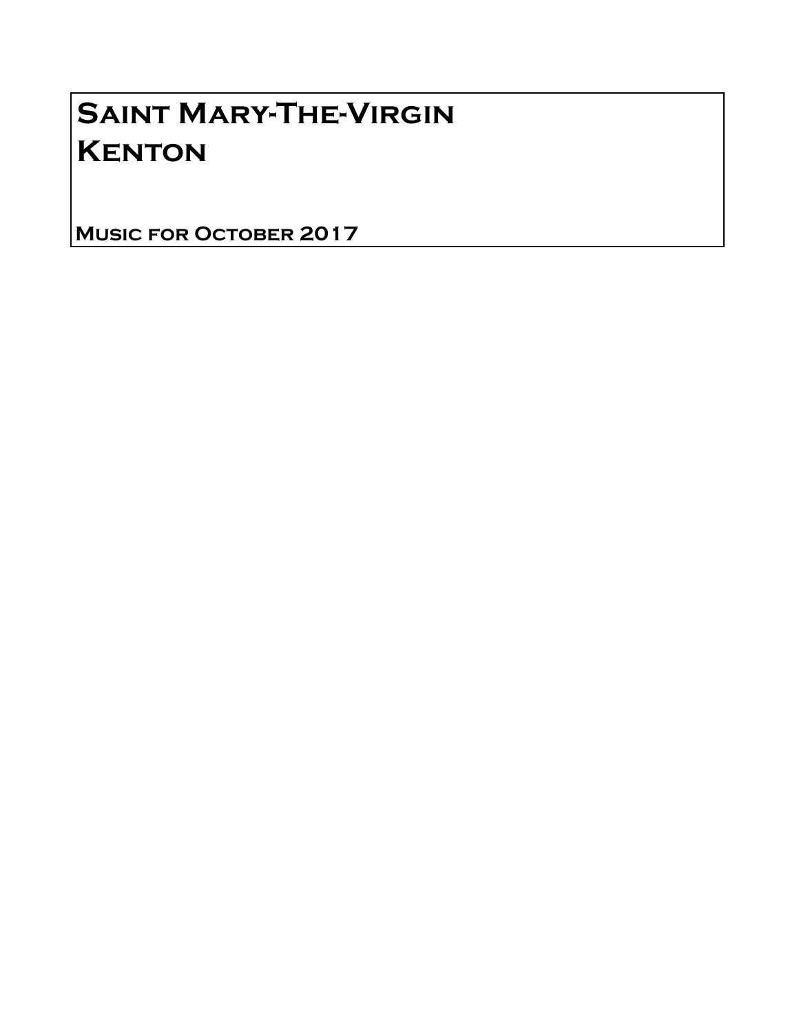# Saint Mary-The-Virgin
# Kenton

**Music for October 2017**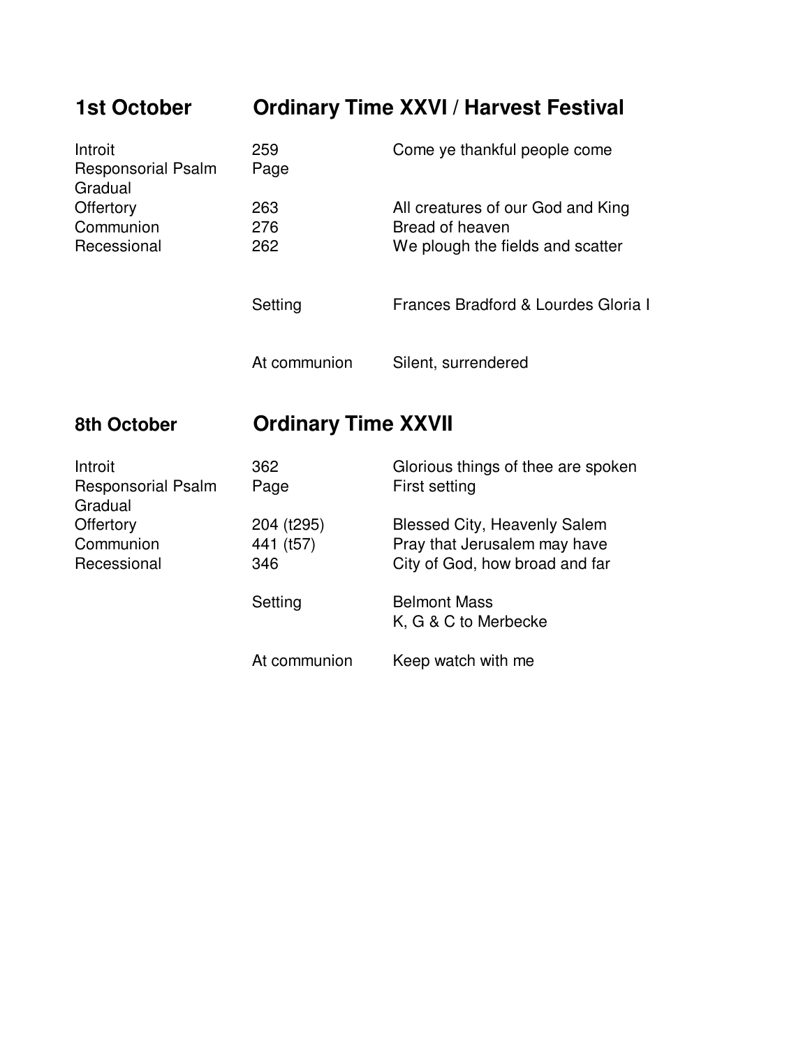## 1st October — Ordinary Time XXVI / Harvest Festival

| | | |
|---|---|---|
| Introit | 259 | Come ye thankful people come |
| Responsorial Psalm | Page | |
| Gradual | | |
| Offertory | 263 | All creatures of our God and King |
| Communion | 276 | Bread of heaven |
| Recessional | 262 | We plough the fields and scatter |
| | Setting | Frances Bradford & Lourdes Gloria I |
| | At communion | Silent, surrendered |

## 8th October — Ordinary Time XXVII

| | | |
|---|---|---|
| Introit | 362 | Glorious things of thee are spoken |
| Responsorial Psalm | Page | First setting |
| Gradual | | |
| Offertory | 204 (t295) | Blessed City, Heavenly Salem |
| Communion | 441 (t57) | Pray that Jerusalem may have |
| Recessional | 346 | City of God, how broad and far |
| | Setting | Belmont Mass<br>K, G & C to Merbecke |
| | At communion | Keep watch with me |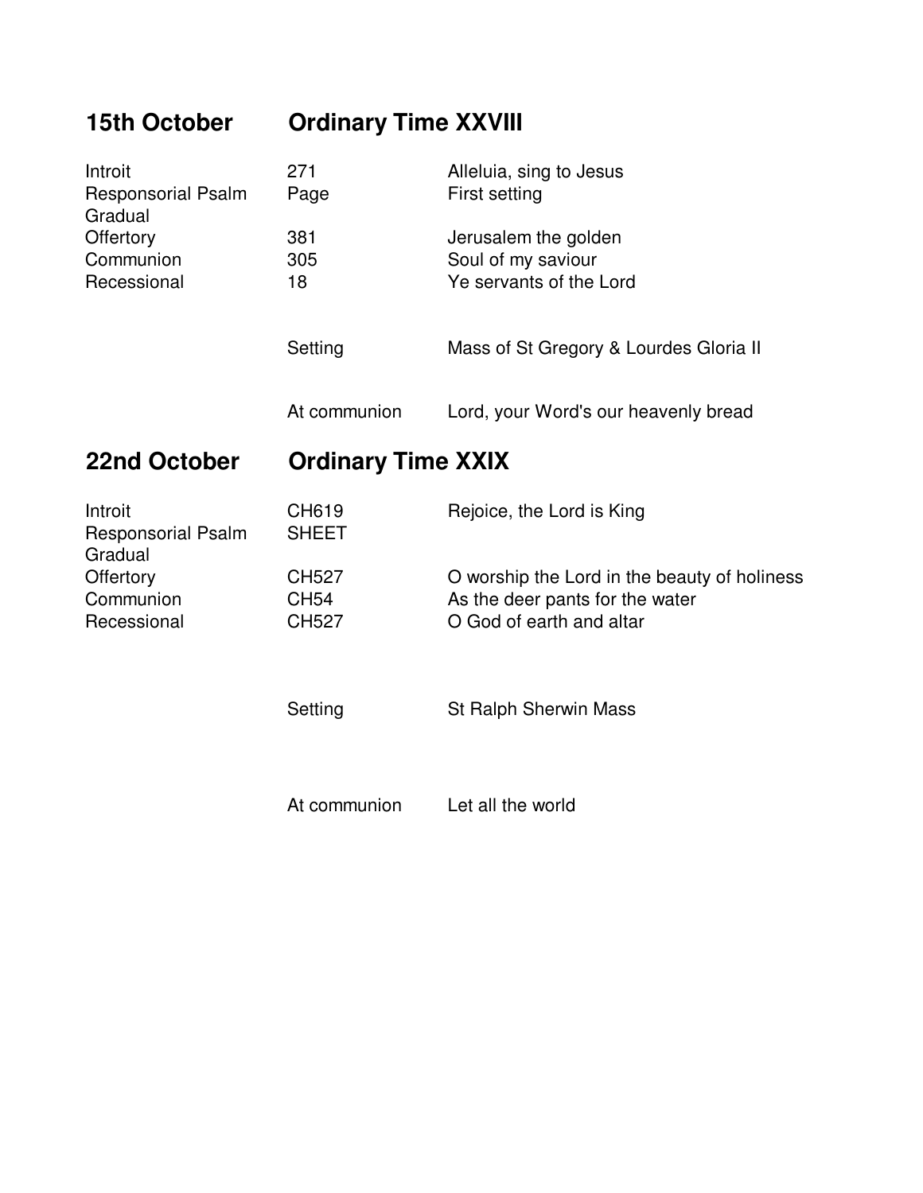## 15th October — Ordinary Time XXVIII

| | | |
|---|---|---|
| Introit | 271 | Alleluia, sing to Jesus |
| Responsorial Psalm | Page | First setting |
| Gradual | | |
| Offertory | 381 | Jerusalem the golden |
| Communion | 305 | Soul of my saviour |
| Recessional | 18 | Ye servants of the Lord |
| | Setting | Mass of St Gregory & Lourdes Gloria II |
| | At communion | Lord, your Word's our heavenly bread |

## 22nd October — Ordinary Time XXIX

| | | |
|---|---|---|
| Introit | CH619 | Rejoice, the Lord is King |
| Responsorial Psalm | SHEET | |
| Gradual | | |
| Offertory | CH527 | O worship the Lord in the beauty of holiness |
| Communion | CH54 | As the deer pants for the water |
| Recessional | CH527 | O God of earth and altar |
| | Setting | St Ralph Sherwin Mass |
| | At communion | Let all the world |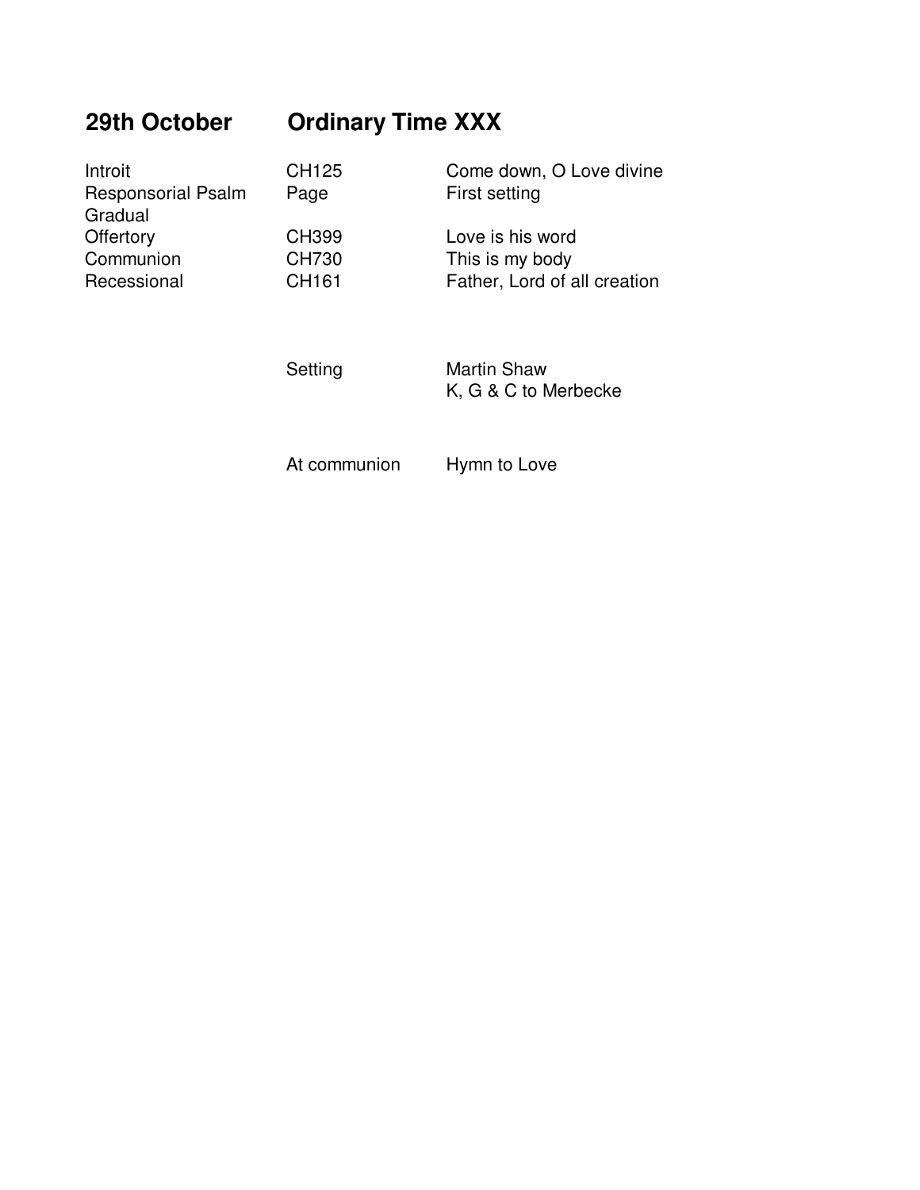## 29th October Ordinary Time XXX

| | | |
|---|---|---|
| Introit | CH125 | Come down, O Love divine |
| Responsorial Psalm | Page | First setting |
| Gradual | | |
| Offertory | CH399 | Love is his word |
| Communion | CH730 | This is my body |
| Recessional | CH161 | Father, Lord of all creation |
| | | |
| | Setting | Martin Shaw |
| | | K, G & C to Merbecke |
| | | |
| | At communion | Hymn to Love |